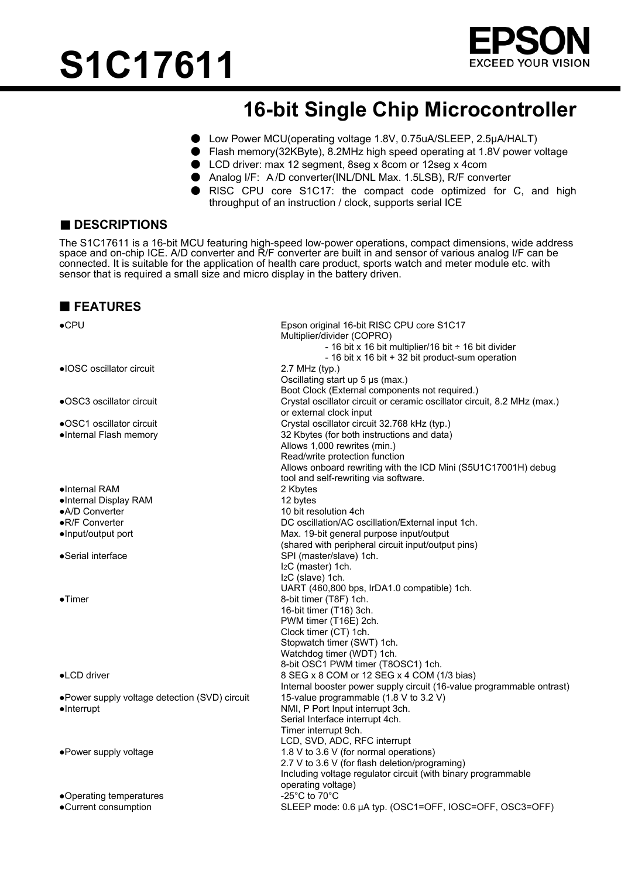# S1C17611

EPSON
EXCEED YOUR VISION

## 16-bit Single Chip Microcontroller

- Low Power MCU(operating voltage 1.8V, 0.75uA/SLEEP, 2.5µA/HALT)
- Flash memory(32KByte), 8.2MHz high speed operating at 1.8V power voltage
- LCD driver: max 12 segment, 8seg x 8com or 12seg x 4com
- Analog I/F: A /D converter(INL/DNL Max. 1.5LSB), R/F converter
- RISC CPU core S1C17: the compact code optimized for C, and high throughput of an instruction / clock, supports serial ICE

## ■ DESCRIPTIONS

The S1C17611 is a 16-bit MCU featuring high-speed low-power operations, compact dimensions, wide address space and on-chip ICE. A/D converter and R/F converter are built in and sensor of various analog I/F can be connected. It is suitable for the application of health care product, sports watch and meter module etc. with sensor that is required a small size and micro display in the battery driven.

## ■ FEATURES

| | |
|---|---|
| ●CPU | Epson original 16-bit RISC CPU core S1C17<br>Multiplier/divider (COPRO)<br>- 16 bit x 16 bit multiplier/16 bit ÷ 16 bit divider<br>- 16 bit x 16 bit + 32 bit product-sum operation |
| ●IOSC oscillator circuit | 2.7 MHz (typ.)<br>Oscillating start up 5 µs (max.)<br>Boot Clock (External components not required.) |
| ●OSC3 oscillator circuit | Crystal oscillator circuit or ceramic oscillator circuit, 8.2 MHz (max.) or external clock input |
| ●OSC1 oscillator circuit | Crystal oscillator circuit 32.768 kHz (typ.) |
| ●Internal Flash memory | 32 Kbytes (for both instructions and data)<br>Allows 1,000 rewrites (min.)<br>Read/write protection function<br>Allows onboard rewriting with the ICD Mini (S5U1C17001H) debug tool and self-rewriting via software. |
| ●Internal RAM | 2 Kbytes |
| ●Internal Display RAM | 12 bytes |
| ●A/D Converter | 10 bit resolution 4ch |
| ●R/F Converter | DC oscillation/AC oscillation/External input 1ch. |
| ●Input/output port | Max. 19-bit general purpose input/output<br>(shared with peripheral circuit input/output pins) |
| ●Serial interface | SPI (master/slave) 1ch.<br>I2C (master) 1ch.<br>I2C (slave) 1ch.<br>UART (460,800 bps, IrDA1.0 compatible) 1ch. |
| ●Timer | 8-bit timer (T8F) 1ch.<br>16-bit timer (T16) 3ch.<br>PWM timer (T16E) 2ch.<br>Clock timer (CT) 1ch.<br>Stopwatch timer (SWT) 1ch.<br>Watchdog timer (WDT) 1ch.<br>8-bit OSC1 PWM timer (T8OSC1) 1ch. |
| ●LCD driver | 8 SEG x 8 COM or 12 SEG x 4 COM (1/3 bias)<br>Internal booster power supply circuit (16-value programmable ontrast) |
| ●Power supply voltage detection (SVD) circuit | 15-value programmable (1.8 V to 3.2 V) |
| ●Interrupt | NMI, P Port Input interrupt 3ch.<br>Serial Interface interrupt 4ch.<br>Timer interrupt 9ch.<br>LCD, SVD, ADC, RFC interrupt |
| ●Power supply voltage | 1.8 V to 3.6 V (for normal operations)<br>2.7 V to 3.6 V (for flash deletion/programing)<br>Including voltage regulator circuit (with binary programmable operating voltage) |
| ●Operating temperatures | -25°C to 70°C |
| ●Current consumption | SLEEP mode: 0.6 µA typ. (OSC1=OFF, IOSC=OFF, OSC3=OFF) |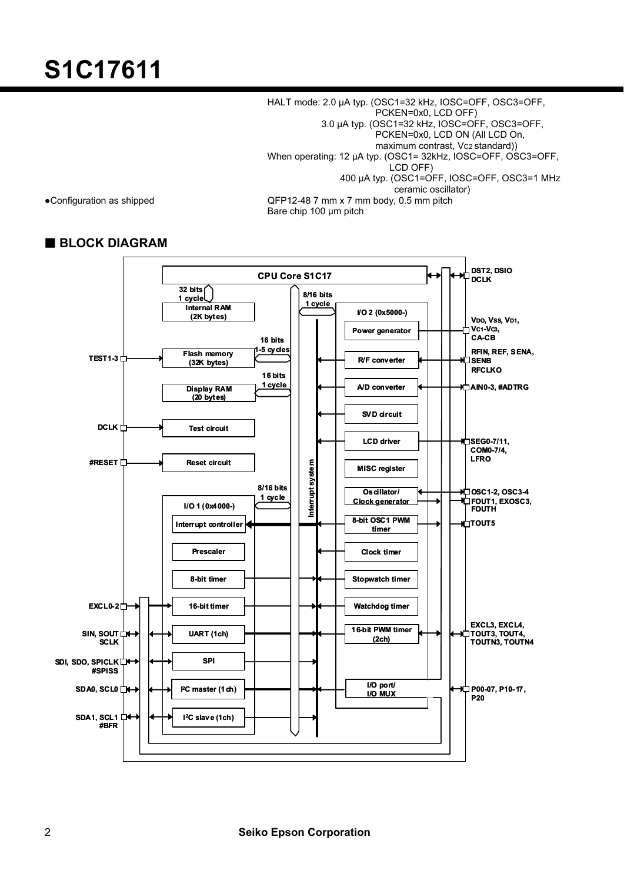HALT mode: 2.0 μA typ. (OSC1=32 kHz, IOSC=OFF, OSC3=OFF, PCKEN=0x0, LCD OFF)
3.0 μA typ. (OSC1=32 kHz, IOSC=OFF, OSC3=OFF, PCKEN=0x0, LCD ON (All LCD On, maximum contrast, $V_{C2}$ standard))

When operating: 12 μA typ. (OSC1= 32kHz, IOSC=OFF, OSC3=OFF, LCD OFF)
400 μA typ. (OSC1=OFF, IOSC=OFF, OSC3=1 MHz ceramic oscillator)

●Configuration as shipped — QFP12-48 7 mm x 7 mm body, 0.5 mm pitch
Bare chip 100 μm pitch

## ■ BLOCK DIAGRAM

CPU Core S1C17

- Internal RAM (2K bytes) — 32 bits, 1 cycle
- Flash memory (32K bytes) — 16 bits, 1-5 cycles — TEST1-3
- Display RAM (20 bytes) — 16 bits, 1 cycle
- Test circuit — DCLK
- Reset circuit — #RESET
- I/O 1 (0x4000-) — 8/16 bits, 1 cycle
  - Interrupt controller
  - Prescaler
  - 8-bit timer
  - 16-bit timer — EXCL0-2
  - UART (1ch) — SIN, SOUT, SCLK
  - SPI — SDI, SDO, SPICLK, #SPISS
  - I²C master (1ch) — SDA0, SCL0
  - I²C slave (1ch) — SDA1, SCL1, #BFR
- I/O 2 (0x5000-) — 8/16 bits, 1 cycle
  - Power generator — VDD, VSS, VD1, VC1-VC3, CA-CB
  - R/F converter — RFIN, REF, SENA, SENB, RFCLKO
  - A/D converter — AIN0-3, #ADTRG
  - SVD circuit
  - LCD driver — SEG0-7/11, COM0-7/4, LFRO
  - MISC register
  - Oscillator/Clock generator — OSC1-2, OSC3-4, FOUT1, EXOSC3, FOUTH
  - 8-bit OSC1 PWM timer — TOUT5
  - Clock timer
  - Stopwatch timer
  - Watchdog timer
  - 16-bit PWM timer (2ch) — EXCL3, EXCL4, TOUT3, TOUT4, TOUTN3, TOUTN4
  - I/O port/I/O MUX — P00-07, P10-17, P20
- Interrupt system
- DST2, DSIO, DCLK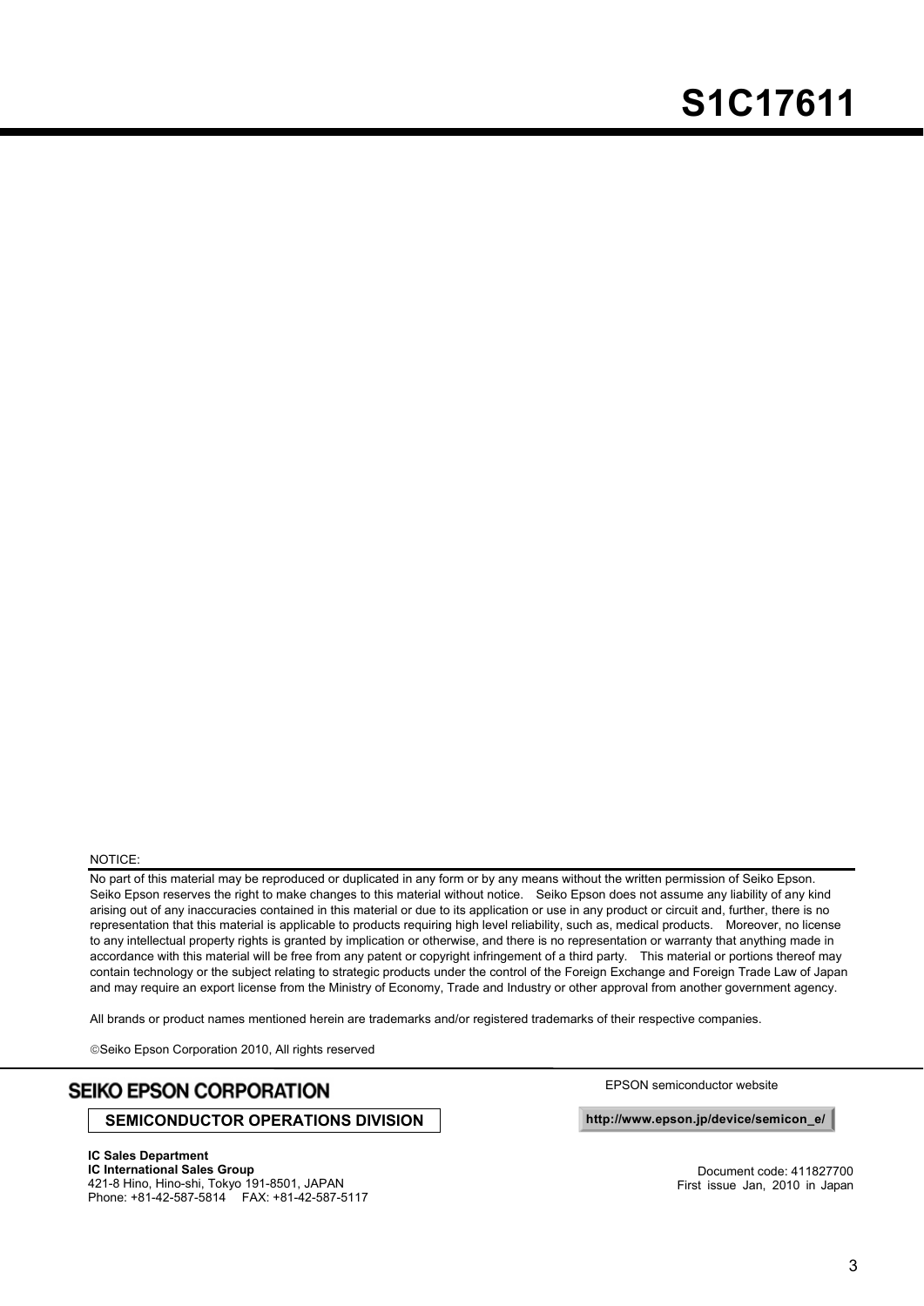# S1C17611

NOTICE:

No part of this material may be reproduced or duplicated in any form or by any means without the written permission of Seiko Epson. Seiko Epson reserves the right to make changes to this material without notice. Seiko Epson does not assume any liability of any kind arising out of any inaccuracies contained in this material or due to its application or use in any product or circuit and, further, there is no representation that this material is applicable to products requiring high level reliability, such as, medical products. Moreover, no license to any intellectual property rights is granted by implication or otherwise, and there is no representation or warranty that anything made in accordance with this material will be free from any patent or copyright infringement of a third party. This material or portions thereof may contain technology or the subject relating to strategic products under the control of the Foreign Exchange and Foreign Trade Law of Japan and may require an export license from the Ministry of Economy, Trade and Industry or other approval from another government agency.

All brands or product names mentioned herein are trademarks and/or registered trademarks of their respective companies.

©Seiko Epson Corporation 2010, All rights reserved

**SEIKO EPSON CORPORATION**

**SEMICONDUCTOR OPERATIONS DIVISION**

**IC Sales Department**
**IC International Sales Group**
421-8 Hino, Hino-shi, Tokyo 191-8501, JAPAN
Phone: +81-42-587-5814 FAX: +81-42-587-5117

EPSON semiconductor website

**http://www.epson.jp/device/semicon_e/**

Document code: 411827700
First issue Jan, 2010 in Japan